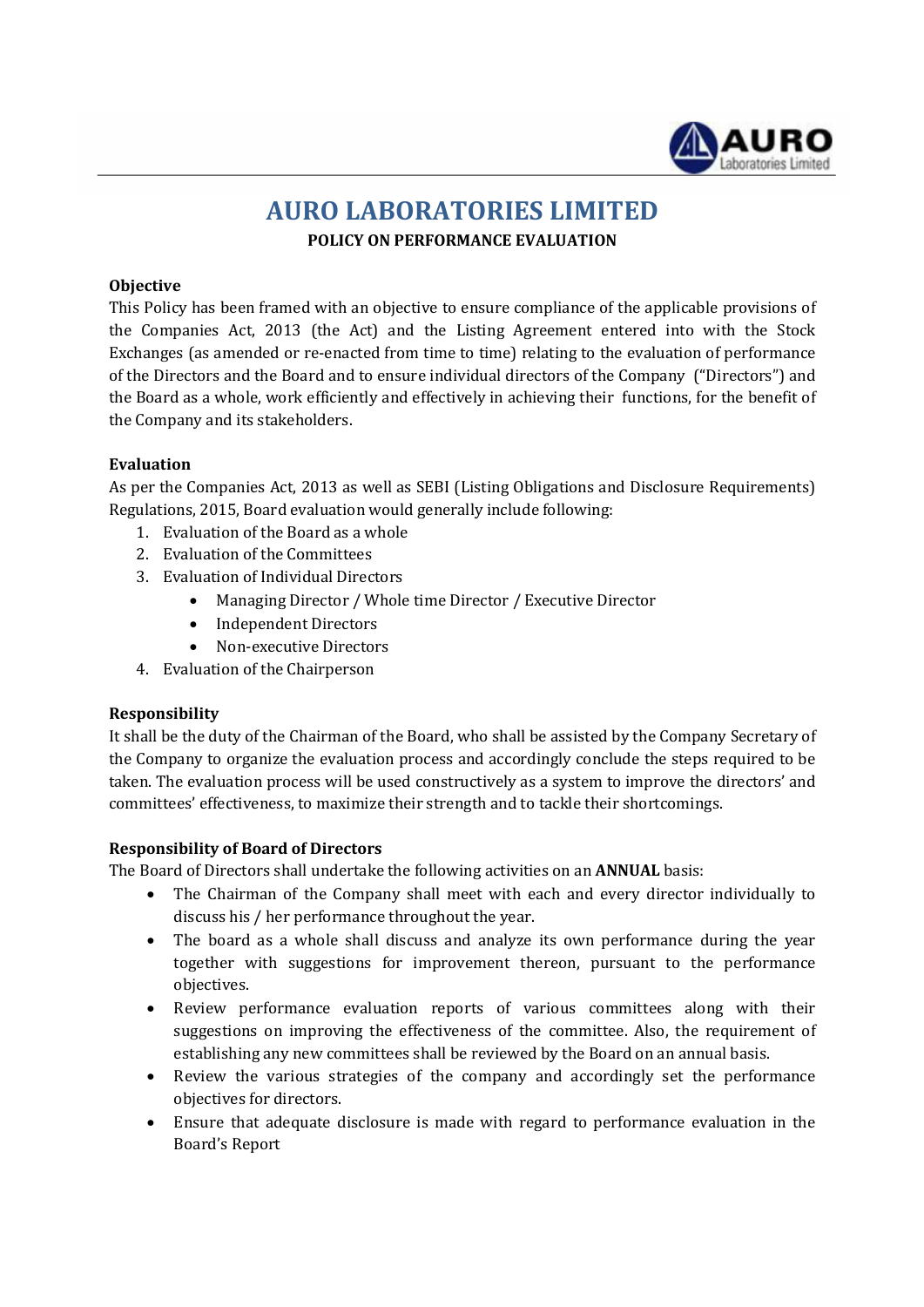# AURO LABORATORIES LIMITED

## POLICY ON PERFORMANCE EVALUATION

### Objective

This Policy has been framed with an objective to ensure compliance of the applicable provisions of the Companies Act, 2013 (the Act) and the Listing Agreement entered into with the Stock Exchanges (as amended or re-enacted from time to time) relating to the evaluation of performance of the Directors and the Board and to ensure individual directors of the Company ("Directors") and the Board as a whole, work efficiently and effectively in achieving their functions, for the benefit of the Company and its stakeholders.

### Evaluation

As per the Companies Act, 2013 as well as SEBI (Listing Obligations and Disclosure Requirements) Regulations, 2015, Board evaluation would generally include following:

1. Evaluation of the Board as a whole
2. Evaluation of the Committees
3. Evaluation of Individual Directors
   - Managing Director / Whole time Director / Executive Director
   - Independent Directors
   - Non-executive Directors
4. Evaluation of the Chairperson

### Responsibility

It shall be the duty of the Chairman of the Board, who shall be assisted by the Company Secretary of the Company to organize the evaluation process and accordingly conclude the steps required to be taken. The evaluation process will be used constructively as a system to improve the directors' and committees' effectiveness, to maximize their strength and to tackle their shortcomings.

### Responsibility of Board of Directors

The Board of Directors shall undertake the following activities on an **ANNUAL** basis:

- The Chairman of the Company shall meet with each and every director individually to discuss his / her performance throughout the year.
- The board as a whole shall discuss and analyze its own performance during the year together with suggestions for improvement thereon, pursuant to the performance objectives.
- Review performance evaluation reports of various committees along with their suggestions on improving the effectiveness of the committee. Also, the requirement of establishing any new committees shall be reviewed by the Board on an annual basis.
- Review the various strategies of the company and accordingly set the performance objectives for directors.
- Ensure that adequate disclosure is made with regard to performance evaluation in the Board's Report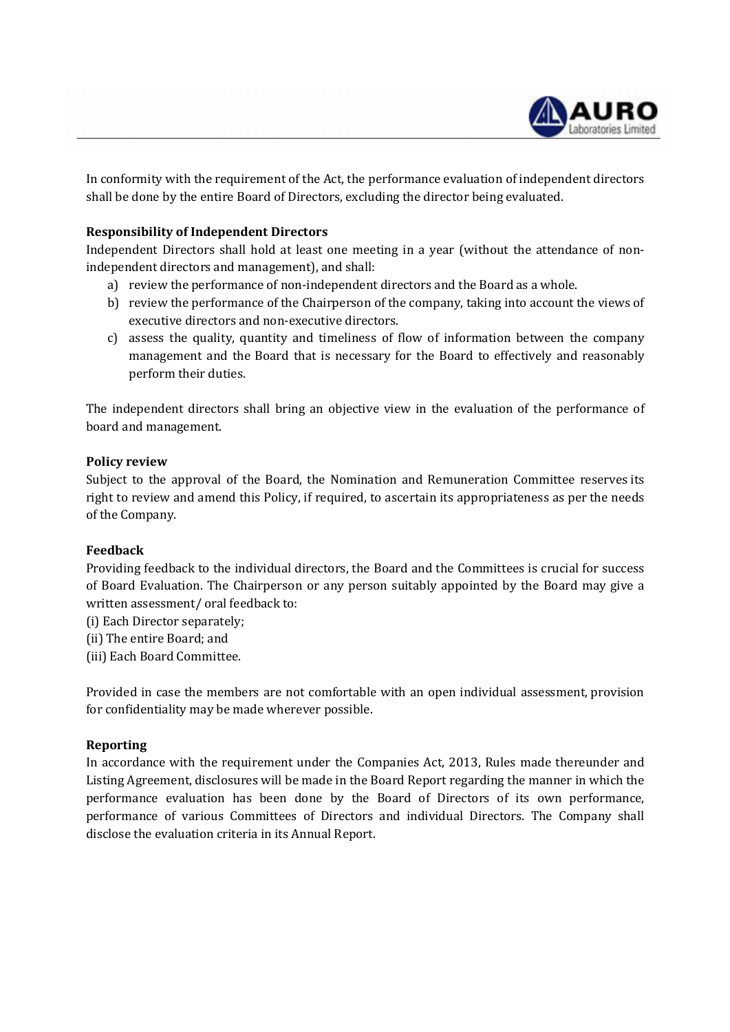In conformity with the requirement of the Act, the performance evaluation of independent directors shall be done by the entire Board of Directors, excluding the director being evaluated.

**Responsibility of Independent Directors**

Independent Directors shall hold at least one meeting in a year (without the attendance of non-independent directors and management), and shall:

a) review the performance of non-independent directors and the Board as a whole.
b) review the performance of the Chairperson of the company, taking into account the views of executive directors and non-executive directors.
c) assess the quality, quantity and timeliness of flow of information between the company management and the Board that is necessary for the Board to effectively and reasonably perform their duties.

The independent directors shall bring an objective view in the evaluation of the performance of board and management.

**Policy review**

Subject to the approval of the Board, the Nomination and Remuneration Committee reserves its right to review and amend this Policy, if required, to ascertain its appropriateness as per the needs of the Company.

**Feedback**

Providing feedback to the individual directors, the Board and the Committees is crucial for success of Board Evaluation. The Chairperson or any person suitably appointed by the Board may give a written assessment/ oral feedback to:

(i) Each Director separately;
(ii) The entire Board; and
(iii) Each Board Committee.

Provided in case the members are not comfortable with an open individual assessment, provision for confidentiality may be made wherever possible.

**Reporting**

In accordance with the requirement under the Companies Act, 2013, Rules made thereunder and Listing Agreement, disclosures will be made in the Board Report regarding the manner in which the performance evaluation has been done by the Board of Directors of its own performance, performance of various Committees of Directors and individual Directors. The Company shall disclose the evaluation criteria in its Annual Report.